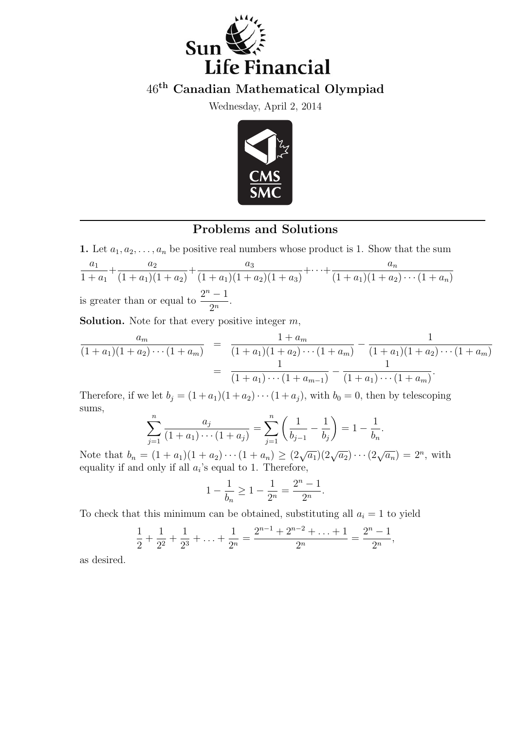# 46th Canadian Mathematical Olympiad

Wednesday, April 2, 2014

## Problems and Solutions

**1.** Let $a_1, a_2, \ldots, a_n$ be positive real numbers whose product is 1. Show that the sum

$$\frac{a_1}{1+a_1}+\frac{a_2}{(1+a_1)(1+a_2)}+\frac{a_3}{(1+a_1)(1+a_2)(1+a_3)}+\cdots+\frac{a_n}{(1+a_1)(1+a_2)\cdots(1+a_n)}$$

is greater than or equal to $\dfrac{2^n-1}{2^n}$.

**Solution.** Note for that every positive integer $m$,

$$\begin{aligned}
\frac{a_m}{(1+a_1)(1+a_2)\cdots(1+a_m)} &= \frac{1+a_m}{(1+a_1)(1+a_2)\cdots(1+a_m)} - \frac{1}{(1+a_1)(1+a_2)\cdots(1+a_m)} \\
&= \frac{1}{(1+a_1)\cdots(1+a_{m-1})} - \frac{1}{(1+a_1)\cdots(1+a_m)}.
\end{aligned}$$

Therefore, if we let $b_j = (1+a_1)(1+a_2)\cdots(1+a_j)$, with $b_0 = 0$, then by telescoping sums,

$$\sum_{j=1}^{n} \frac{a_j}{(1+a_1)\cdots(1+a_j)} = \sum_{j=1}^{n} \left(\frac{1}{b_{j-1}} - \frac{1}{b_j}\right) = 1 - \frac{1}{b_n}.$$

Note that $b_n = (1+a_1)(1+a_2)\cdots(1+a_n) \geq (2\sqrt{a_1})(2\sqrt{a_2})\cdots(2\sqrt{a_n}) = 2^n$, with equality if and only if all $a_i$'s equal to 1. Therefore,

$$1 - \frac{1}{b_n} \geq 1 - \frac{1}{2^n} = \frac{2^n-1}{2^n}.$$

To check that this minimum can be obtained, substituting all $a_i = 1$ to yield

$$\frac{1}{2} + \frac{1}{2^2} + \frac{1}{2^3} + \ldots + \frac{1}{2^n} = \frac{2^{n-1}+2^{n-2}+\ldots+1}{2^n} = \frac{2^n-1}{2^n},$$

as desired.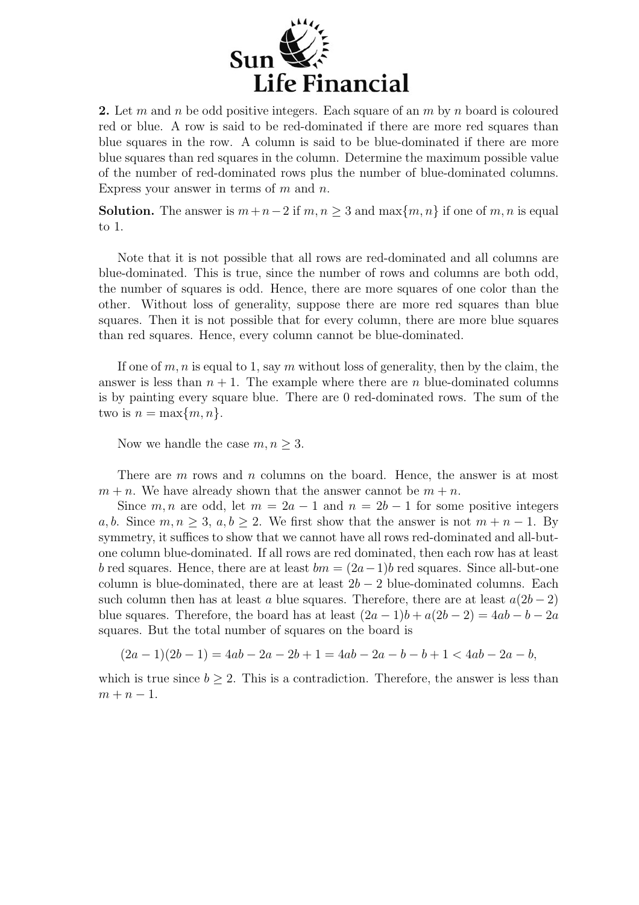**2.** Let $m$ and $n$ be odd positive integers. Each square of an $m$ by $n$ board is coloured red or blue. A row is said to be red-dominated if there are more red squares than blue squares in the row. A column is said to be blue-dominated if there are more blue squares than red squares in the column. Determine the maximum possible value of the number of red-dominated rows plus the number of blue-dominated columns. Express your answer in terms of $m$ and $n$.

**Solution.** The answer is $m+n-2$ if $m, n \geq 3$ and $\max\{m, n\}$ if one of $m, n$ is equal to 1.

Note that it is not possible that all rows are red-dominated and all columns are blue-dominated. This is true, since the number of rows and columns are both odd, the number of squares is odd. Hence, there are more squares of one color than the other. Without loss of generality, suppose there are more red squares than blue squares. Then it is not possible that for every column, there are more blue squares than red squares. Hence, every column cannot be blue-dominated.

If one of $m, n$ is equal to 1, say $m$ without loss of generality, then by the claim, the answer is less than $n+1$. The example where there are $n$ blue-dominated columns is by painting every square blue. There are 0 red-dominated rows. The sum of the two is $n = \max\{m, n\}$.

Now we handle the case $m, n \geq 3$.

There are $m$ rows and $n$ columns on the board. Hence, the answer is at most $m+n$. We have already shown that the answer cannot be $m+n$.

Since $m, n$ are odd, let $m = 2a-1$ and $n = 2b-1$ for some positive integers $a, b$. Since $m, n \geq 3$, $a, b \geq 2$. We first show that the answer is not $m+n-1$. By symmetry, it suffices to show that we cannot have all rows red-dominated and all-but-one column blue-dominated. If all rows are red dominated, then each row has at least $b$ red squares. Hence, there are at least $bm = (2a-1)b$ red squares. Since all-but-one column is blue-dominated, there are at least $2b-2$ blue-dominated columns. Each such column then has at least $a$ blue squares. Therefore, there are at least $a(2b-2)$ blue squares. Therefore, the board has at least $(2a-1)b + a(2b-2) = 4ab - b - 2a$ squares. But the total number of squares on the board is

$$(2a-1)(2b-1) = 4ab - 2a - 2b + 1 = 4ab - 2a - b - b + 1 < 4ab - 2a - b,$$

which is true since $b \geq 2$. This is a contradiction. Therefore, the answer is less than $m+n-1$.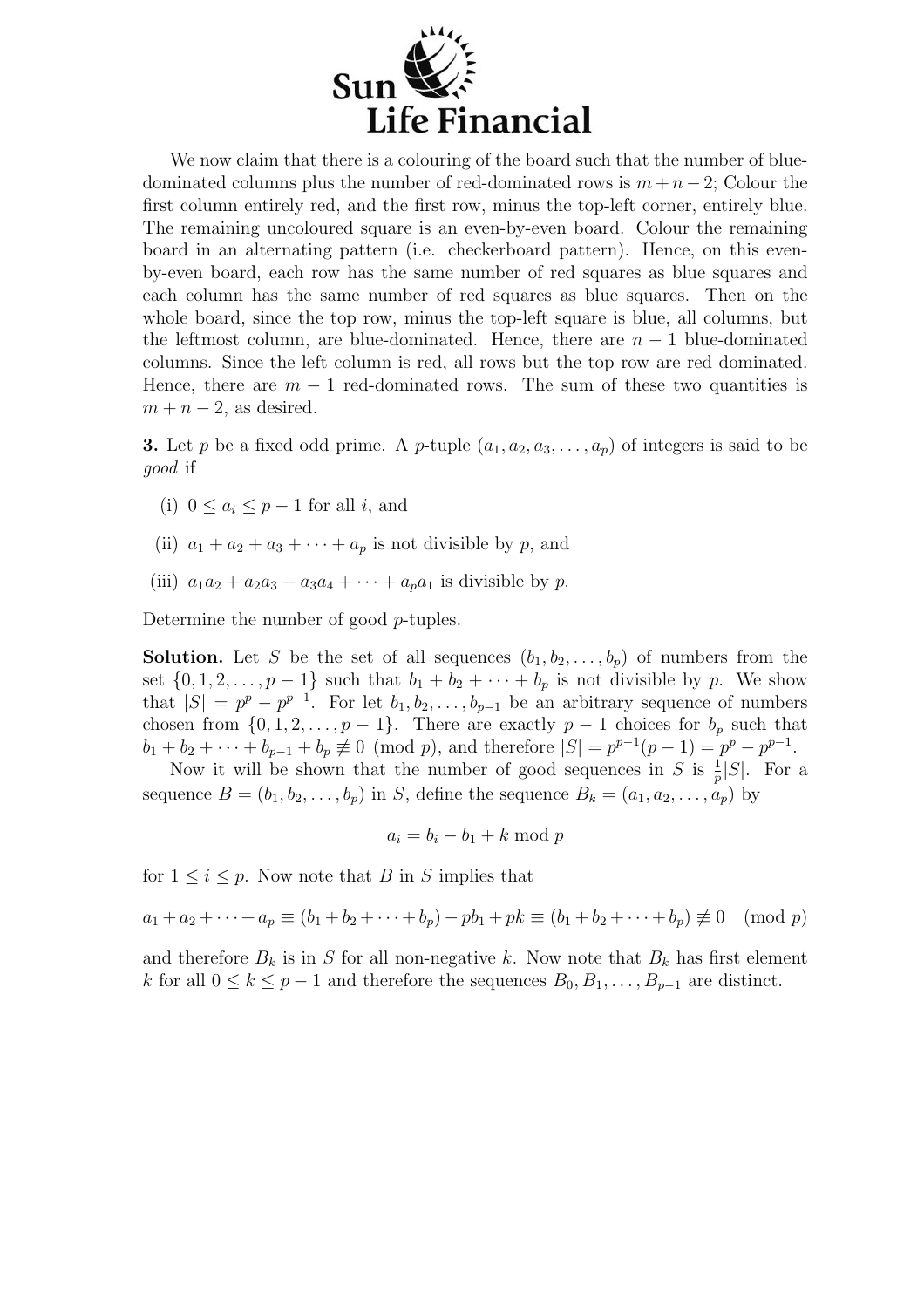We now claim that there is a colouring of the board such that the number of blue-dominated columns plus the number of red-dominated rows is $m+n-2$; Colour the first column entirely red, and the first row, minus the top-left corner, entirely blue. The remaining uncoloured square is an even-by-even board. Colour the remaining board in an alternating pattern (i.e. checkerboard pattern). Hence, on this even-by-even board, each row has the same number of red squares as blue squares and each column has the same number of red squares as blue squares. Then on the whole board, since the top row, minus the top-left square is blue, all columns, but the leftmost column, are blue-dominated. Hence, there are $n-1$ blue-dominated columns. Since the left column is red, all rows but the top row are red dominated. Hence, there are $m-1$ red-dominated rows. The sum of these two quantities is $m+n-2$, as desired.

**3.** Let $p$ be a fixed odd prime. A $p$-tuple $(a_1, a_2, a_3, \ldots, a_p)$ of integers is said to be *good* if

(i) $0 \le a_i \le p-1$ for all $i$, and

(ii) $a_1 + a_2 + a_3 + \cdots + a_p$ is not divisible by $p$, and

(iii) $a_1a_2 + a_2a_3 + a_3a_4 + \cdots + a_pa_1$ is divisible by $p$.

Determine the number of good $p$-tuples.

**Solution.** Let $S$ be the set of all sequences $(b_1, b_2, \ldots, b_p)$ of numbers from the set $\{0, 1, 2, \ldots, p-1\}$ such that $b_1 + b_2 + \cdots + b_p$ is not divisible by $p$. We show that $|S| = p^p - p^{p-1}$. For let $b_1, b_2, \ldots, b_{p-1}$ be an arbitrary sequence of numbers chosen from $\{0, 1, 2, \ldots, p-1\}$. There are exactly $p-1$ choices for $b_p$ such that $b_1 + b_2 + \cdots + b_{p-1} + b_p \not\equiv 0 \pmod{p}$, and therefore $|S| = p^{p-1}(p-1) = p^p - p^{p-1}$.

Now it will be shown that the number of good sequences in $S$ is $\frac{1}{p}|S|$. For a sequence $B = (b_1, b_2, \ldots, b_p)$ in $S$, define the sequence $B_k = (a_1, a_2, \ldots, a_p)$ by

$$a_i = b_i - b_1 + k \bmod p$$

for $1 \le i \le p$. Now note that $B$ in $S$ implies that

$$a_1 + a_2 + \cdots + a_p \equiv (b_1 + b_2 + \cdots + b_p) - pb_1 + pk \equiv (b_1 + b_2 + \cdots + b_p) \not\equiv 0 \pmod{p}$$

and therefore $B_k$ is in $S$ for all non-negative $k$. Now note that $B_k$ has first element $k$ for all $0 \le k \le p-1$ and therefore the sequences $B_0, B_1, \ldots, B_{p-1}$ are distinct.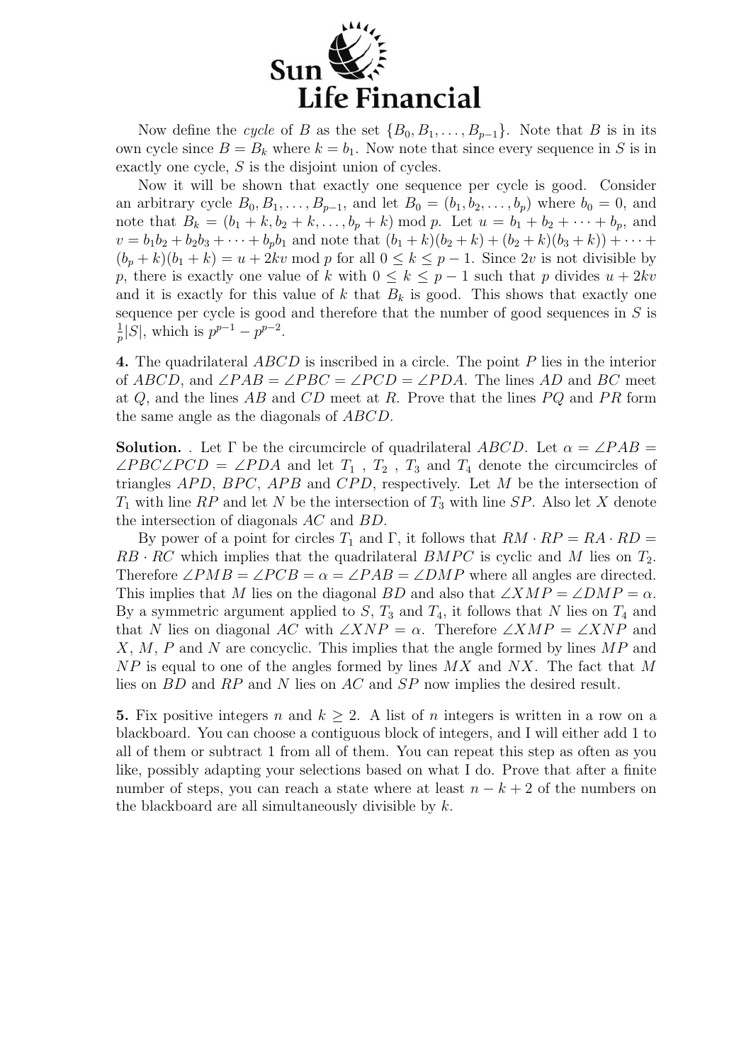Now define the *cycle* of $B$ as the set $\{B_0, B_1, \ldots, B_{p-1}\}$. Note that $B$ is in its own cycle since $B = B_k$ where $k = b_1$. Now note that since every sequence in $S$ is in exactly one cycle, $S$ is the disjoint union of cycles.

Now it will be shown that exactly one sequence per cycle is good. Consider an arbitrary cycle $B_0, B_1, \ldots, B_{p-1}$, and let $B_0 = (b_1, b_2, \ldots, b_p)$ where $b_0 = 0$, and note that $B_k = (b_1 + k, b_2 + k, \ldots, b_p + k) \bmod p$. Let $u = b_1 + b_2 + \cdots + b_p$, and $v = b_1b_2 + b_2b_3 + \cdots + b_pb_1$ and note that $(b_1 + k)(b_2 + k) + (b_2 + k)(b_3 + k)) + \cdots + (b_p + k)(b_1 + k) = u + 2kv \bmod p$ for all $0 \le k \le p-1$. Since $2v$ is not divisible by $p$, there is exactly one value of $k$ with $0 \le k \le p-1$ such that $p$ divides $u + 2kv$ and it is exactly for this value of $k$ that $B_k$ is good. This shows that exactly one sequence per cycle is good and therefore that the number of good sequences in $S$ is $\frac{1}{p}|S|$, which is $p^{p-1} - p^{p-2}$.

**4.** The quadrilateral $ABCD$ is inscribed in a circle. The point $P$ lies in the interior of $ABCD$, and $\angle PAB = \angle PBC = \angle PCD = \angle PDA$. The lines $AD$ and $BC$ meet at $Q$, and the lines $AB$ and $CD$ meet at $R$. Prove that the lines $PQ$ and $PR$ form the same angle as the diagonals of $ABCD$.

**Solution.** . Let $\Gamma$ be the circumcircle of quadrilateral $ABCD$. Let $\alpha = \angle PAB = \angle PBC\angle PCD = \angle PDA$ and let $T_1$ , $T_2$ , $T_3$ and $T_4$ denote the circumcircles of triangles $APD$, $BPC$, $APB$ and $CPD$, respectively. Let $M$ be the intersection of $T_1$ with line $RP$ and let $N$ be the intersection of $T_3$ with line $SP$. Also let $X$ denote the intersection of diagonals $AC$ and $BD$.

By power of a point for circles $T_1$ and $\Gamma$, it follows that $RM \cdot RP = RA \cdot RD = RB \cdot RC$ which implies that the quadrilateral $BMPC$ is cyclic and $M$ lies on $T_2$. Therefore $\angle PMB = \angle PCB = \alpha = \angle PAB = \angle DMP$ where all angles are directed. This implies that $M$ lies on the diagonal $BD$ and also that $\angle XMP = \angle DMP = \alpha$. By a symmetric argument applied to $S$, $T_3$ and $T_4$, it follows that $N$ lies on $T_4$ and that $N$ lies on diagonal $AC$ with $\angle XNP = \alpha$. Therefore $\angle XMP = \angle XNP$ and $X$, $M$, $P$ and $N$ are concyclic. This implies that the angle formed by lines $MP$ and $NP$ is equal to one of the angles formed by lines $MX$ and $NX$. The fact that $M$ lies on $BD$ and $RP$ and $N$ lies on $AC$ and $SP$ now implies the desired result.

**5.** Fix positive integers $n$ and $k \ge 2$. A list of $n$ integers is written in a row on a blackboard. You can choose a contiguous block of integers, and I will either add 1 to all of them or subtract 1 from all of them. You can repeat this step as often as you like, possibly adapting your selections based on what I do. Prove that after a finite number of steps, you can reach a state where at least $n - k + 2$ of the numbers on the blackboard are all simultaneously divisible by $k$.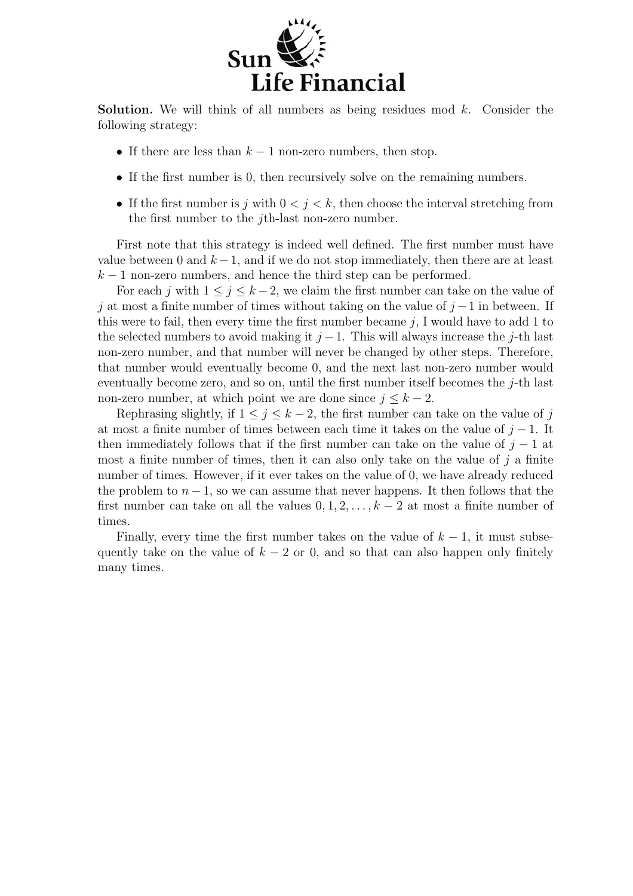**Solution.** We will think of all numbers as being residues mod $k$. Consider the following strategy:

- If there are less than $k-1$ non-zero numbers, then stop.
- If the first number is 0, then recursively solve on the remaining numbers.
- If the first number is $j$ with $0 < j < k$, then choose the interval stretching from the first number to the $j$th-last non-zero number.

First note that this strategy is indeed well defined. The first number must have value between 0 and $k-1$, and if we do not stop immediately, then there are at least $k-1$ non-zero numbers, and hence the third step can be performed.

For each $j$ with $1 \leq j \leq k-2$, we claim the first number can take on the value of $j$ at most a finite number of times without taking on the value of $j-1$ in between. If this were to fail, then every time the first number became $j$, I would have to add 1 to the selected numbers to avoid making it $j-1$. This will always increase the $j$-th last non-zero number, and that number will never be changed by other steps. Therefore, that number would eventually become 0, and the next last non-zero number would eventually become zero, and so on, until the first number itself becomes the $j$-th last non-zero number, at which point we are done since $j \leq k-2$.

Rephrasing slightly, if $1 \leq j \leq k-2$, the first number can take on the value of $j$ at most a finite number of times between each time it takes on the value of $j-1$. It then immediately follows that if the first number can take on the value of $j-1$ at most a finite number of times, then it can also only take on the value of $j$ a finite number of times. However, if it ever takes on the value of 0, we have already reduced the problem to $n-1$, so we can assume that never happens. It then follows that the first number can take on all the values $0, 1, 2, \ldots, k-2$ at most a finite number of times.

Finally, every time the first number takes on the value of $k-1$, it must subsequently take on the value of $k-2$ or 0, and so that can also happen only finitely many times.